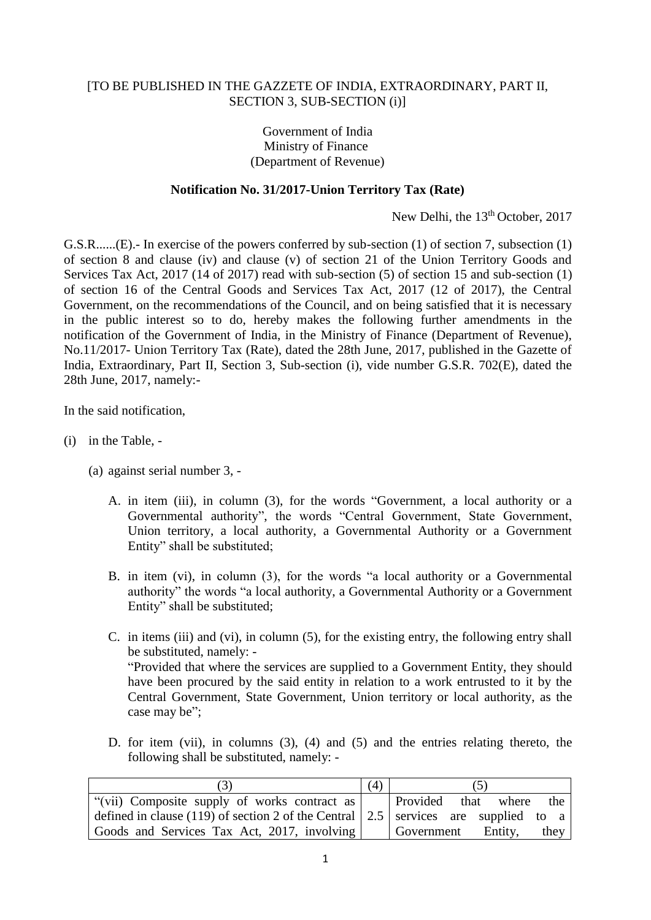[TO BE PUBLISHED IN THE GAZZETE OF INDIA, EXTRAORDINARY, PART II, SECTION 3, SUB-SECTION (i)]

Government of India
Ministry of Finance
(Department of Revenue)

**Notification No. 31/2017-Union Territory Tax (Rate)**

New Delhi, the 13th October, 2017

G.S.R......(E).- In exercise of the powers conferred by sub-section (1) of section 7, subsection (1) of section 8 and clause (iv) and clause (v) of section 21 of the Union Territory Goods and Services Tax Act, 2017 (14 of 2017) read with sub-section (5) of section 15 and sub-section (1) of section 16 of the Central Goods and Services Tax Act, 2017 (12 of 2017), the Central Government, on the recommendations of the Council, and on being satisfied that it is necessary in the public interest so to do, hereby makes the following further amendments in the notification of the Government of India, in the Ministry of Finance (Department of Revenue), No.11/2017- Union Territory Tax (Rate), dated the 28th June, 2017, published in the Gazette of India, Extraordinary, Part II, Section 3, Sub-section (i), vide number G.S.R. 702(E), dated the 28th June, 2017, namely:-

In the said notification,

(i) in the Table, -

   (a) against serial number 3, -

      A. in item (iii), in column (3), for the words "Government, a local authority or a Governmental authority", the words "Central Government, State Government, Union territory, a local authority, a Governmental Authority or a Government Entity" shall be substituted;

      B. in item (vi), in column (3), for the words "a local authority or a Governmental authority" the words "a local authority, a Governmental Authority or a Government Entity" shall be substituted;

      C. in items (iii) and (vi), in column (5), for the existing entry, the following entry shall be substituted, namely: -
      "Provided that where the services are supplied to a Government Entity, they should have been procured by the said entity in relation to a work entrusted to it by the Central Government, State Government, Union territory or local authority, as the case may be";

      D. for item (vii), in columns (3), (4) and (5) and the entries relating thereto, the following shall be substituted, namely: -

| (3) | (4) | (5) |
|---|---|---|
| "(vii) Composite supply of works contract as defined in clause (119) of section 2 of the Central Goods and Services Tax Act, 2017, involving | 2.5 | Provided that where the services are supplied to a Government Entity, they |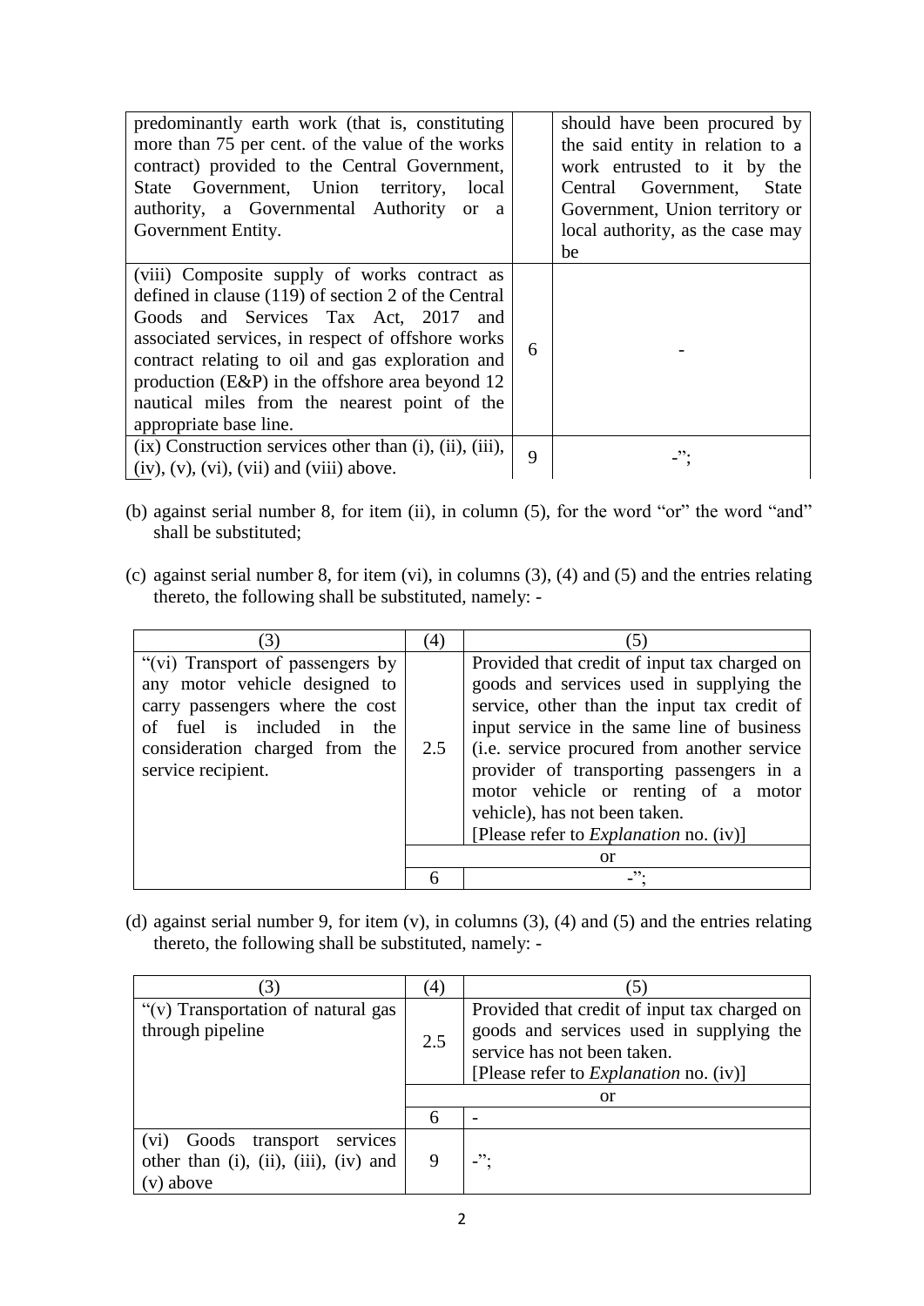| | | |
|---|---|---|
| predominantly earth work (that is, constituting more than 75 per cent. of the value of the works contract) provided to the Central Government, State Government, Union territory, local authority, a Governmental Authority or a Government Entity. | | should have been procured by the said entity in relation to a work entrusted to it by the Central Government, State Government, Union territory or local authority, as the case may be |
| (viii) Composite supply of works contract as defined in clause (119) of section 2 of the Central Goods and Services Tax Act, 2017 and associated services, in respect of offshore works contract relating to oil and gas exploration and production (E&P) in the offshore area beyond 12 nautical miles from the nearest point of the appropriate base line. | 6 | - |
| (ix) Construction services other than (i), (ii), (iii), (iv), (v), (vi), (vii) and (viii) above. | 9 | -"; |

(b) against serial number 8, for item (ii), in column (5), for the word "or" the word "and" shall be substituted;

(c) against serial number 8, for item (vi), in columns (3), (4) and (5) and the entries relating thereto, the following shall be substituted, namely: -

| (3) | (4) | (5) |
|---|---|---|
| "(vi) Transport of passengers by any motor vehicle designed to carry passengers where the cost of fuel is included in the consideration charged from the service recipient. | 2.5 | Provided that credit of input tax charged on goods and services used in supplying the service, other than the input tax credit of input service in the same line of business (i.e. service procured from another service provider of transporting passengers in a motor vehicle or renting of a motor vehicle), has not been taken. [Please refer to *Explanation* no. (iv)] |
| | or | |
| | 6 | -"; |

(d) against serial number 9, for item (v), in columns (3), (4) and (5) and the entries relating thereto, the following shall be substituted, namely: -

| (3) | (4) | (5) |
|---|---|---|
| "(v) Transportation of natural gas through pipeline | 2.5 | Provided that credit of input tax charged on goods and services used in supplying the service has not been taken. [Please refer to *Explanation* no. (iv)] |
| | or | |
| | 6 | - |
| (vi) Goods transport services other than (i), (ii), (iii), (iv) and (v) above | 9 | -"; |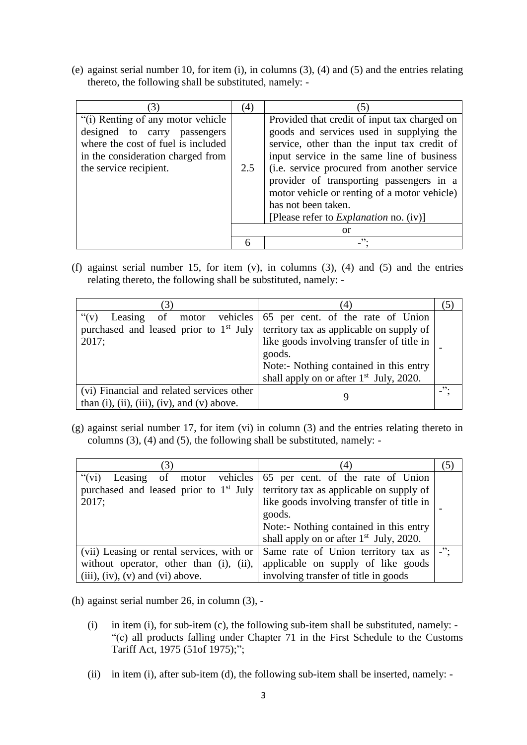(e) against serial number 10, for item (i), in columns (3), (4) and (5) and the entries relating thereto, the following shall be substituted, namely: -

| (3) | (4) | (5) |
|---|---|---|
| "(i) Renting of any motor vehicle designed to carry passengers where the cost of fuel is included in the consideration charged from the service recipient. | 2.5 | Provided that credit of input tax charged on goods and services used in supplying the service, other than the input tax credit of input service in the same line of business (i.e. service procured from another service provider of transporting passengers in a motor vehicle or renting of a motor vehicle) has not been taken. [Please refer to *Explanation* no. (iv)] |
| | or | |
| | 6 | -"; |

(f) against serial number 15, for item (v), in columns (3), (4) and (5) and the entries relating thereto, the following shall be substituted, namely: -

| (3) | (4) | (5) |
|---|---|---|
| "(v) Leasing of motor vehicles purchased and leased prior to 1st July 2017; | 65 per cent. of the rate of Union territory tax as applicable on supply of like goods involving transfer of title in goods. Note:- Nothing contained in this entry shall apply on or after 1st July, 2020. | - |
| (vi) Financial and related services other than (i), (ii), (iii), (iv), and (v) above. | 9 | -"; |

(g) against serial number 17, for item (vi) in column (3) and the entries relating thereto in columns (3), (4) and (5), the following shall be substituted, namely: -

| (3) | (4) | (5) |
|---|---|---|
| "(vi) Leasing of motor vehicles purchased and leased prior to 1st July 2017; | 65 per cent. of the rate of Union territory tax as applicable on supply of like goods involving transfer of title in goods. Note:- Nothing contained in this entry shall apply on or after 1st July, 2020. | - |
| (vii) Leasing or rental services, with or without operator, other than (i), (ii), (iii), (iv), (v) and (vi) above. | Same rate of Union territory tax as applicable on supply of like goods involving transfer of title in goods | -"; |

(h) against serial number 26, in column (3), -

(i) in item (i), for sub-item (c), the following sub-item shall be substituted, namely: - "(c) all products falling under Chapter 71 in the First Schedule to the Customs Tariff Act, 1975 (51of 1975);";

(ii) in item (i), after sub-item (d), the following sub-item shall be inserted, namely: -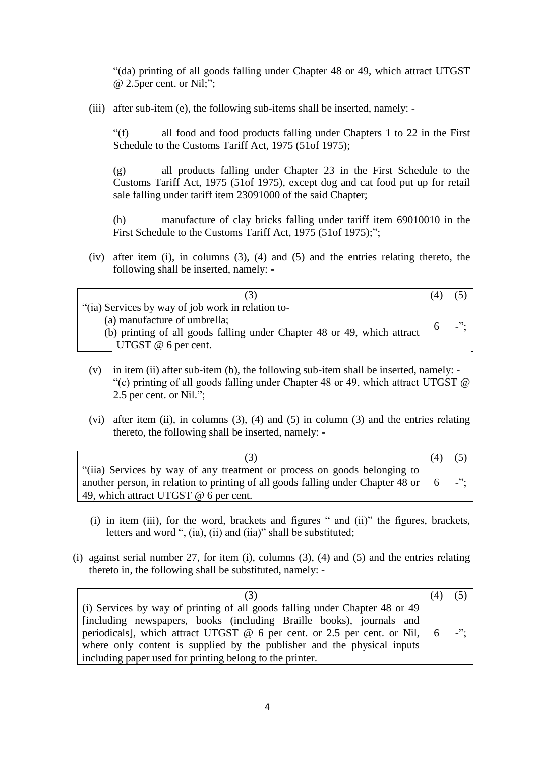"(da) printing of all goods falling under Chapter 48 or 49, which attract UTGST @ 2.5per cent. or Nil;";

(iii) after sub-item (e), the following sub-items shall be inserted, namely: -

"(f) all food and food products falling under Chapters 1 to 22 in the First Schedule to the Customs Tariff Act, 1975 (51of 1975);

(g) all products falling under Chapter 23 in the First Schedule to the Customs Tariff Act, 1975 (51of 1975), except dog and cat food put up for retail sale falling under tariff item 23091000 of the said Chapter;

(h) manufacture of clay bricks falling under tariff item 69010010 in the First Schedule to the Customs Tariff Act, 1975 (51of 1975);";

(iv) after item (i), in columns (3), (4) and (5) and the entries relating thereto, the following shall be inserted, namely: -

| (3) | (4) | (5) |
|---|---|---|
| "(ia) Services by way of job work in relation to-<br>(a) manufacture of umbrella;<br>(b) printing of all goods falling under Chapter 48 or 49, which attract UTGST @ 6 per cent. | 6 | -"; |

(v) in item (ii) after sub-item (b), the following sub-item shall be inserted, namely: - "(c) printing of all goods falling under Chapter 48 or 49, which attract UTGST @ 2.5 per cent. or Nil.";

(vi) after item (ii), in columns (3), (4) and (5) in column (3) and the entries relating thereto, the following shall be inserted, namely: -

| (3) | (4) | (5) |
|---|---|---|
| "(iia) Services by way of any treatment or process on goods belonging to another person, in relation to printing of all goods falling under Chapter 48 or 49, which attract UTGST @ 6 per cent. | 6 | -"; |

(i) in item (iii), for the word, brackets and figures " and (ii)" the figures, brackets, letters and word ", (ia), (ii) and (iia)" shall be substituted;

(i) against serial number 27, for item (i), columns (3), (4) and (5) and the entries relating thereto in, the following shall be substituted, namely: -

| (3) | (4) | (5) |
|---|---|---|
| (i) Services by way of printing of all goods falling under Chapter 48 or 49 [including newspapers, books (including Braille books), journals and periodicals], which attract UTGST @ 6 per cent. or 2.5 per cent. or Nil, where only content is supplied by the publisher and the physical inputs including paper used for printing belong to the printer. | 6 | -"; |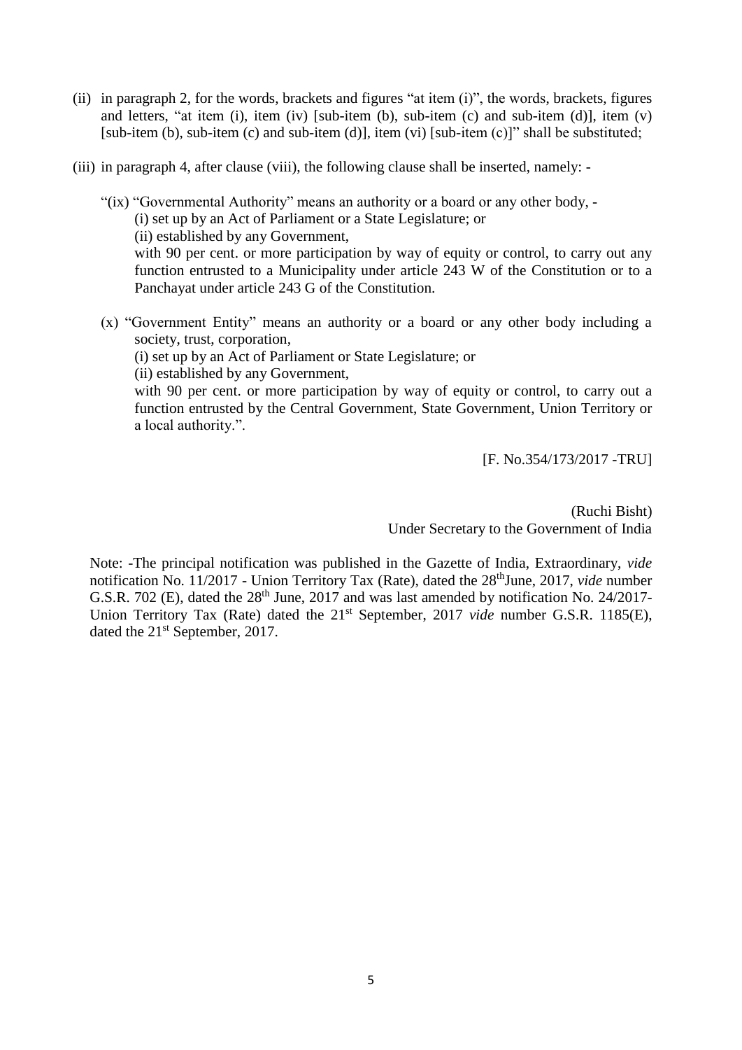(ii) in paragraph 2, for the words, brackets and figures "at item (i)", the words, brackets, figures and letters, "at item (i), item (iv) [sub-item (b), sub-item (c) and sub-item (d)], item (v) [sub-item (b), sub-item (c) and sub-item (d)], item (vi) [sub-item (c)]" shall be substituted;

(iii) in paragraph 4, after clause (viii), the following clause shall be inserted, namely: -

"(ix) "Governmental Authority" means an authority or a board or any other body, -
(i) set up by an Act of Parliament or a State Legislature; or
(ii) established by any Government,
with 90 per cent. or more participation by way of equity or control, to carry out any function entrusted to a Municipality under article 243 W of the Constitution or to a Panchayat under article 243 G of the Constitution.

(x) "Government Entity" means an authority or a board or any other body including a society, trust, corporation,
(i) set up by an Act of Parliament or State Legislature; or
(ii) established by any Government,
with 90 per cent. or more participation by way of equity or control, to carry out a function entrusted by the Central Government, State Government, Union Territory or a local authority.".

[F. No.354/173/2017 -TRU]

(Ruchi Bisht)
Under Secretary to the Government of India

Note: -The principal notification was published in the Gazette of India, Extraordinary, *vide* notification No. 11/2017 - Union Territory Tax (Rate), dated the 28th June, 2017, *vide* number G.S.R. 702 (E), dated the 28th June, 2017 and was last amended by notification No. 24/2017-Union Territory Tax (Rate) dated the 21st September, 2017 *vide* number G.S.R. 1185(E), dated the 21st September, 2017.